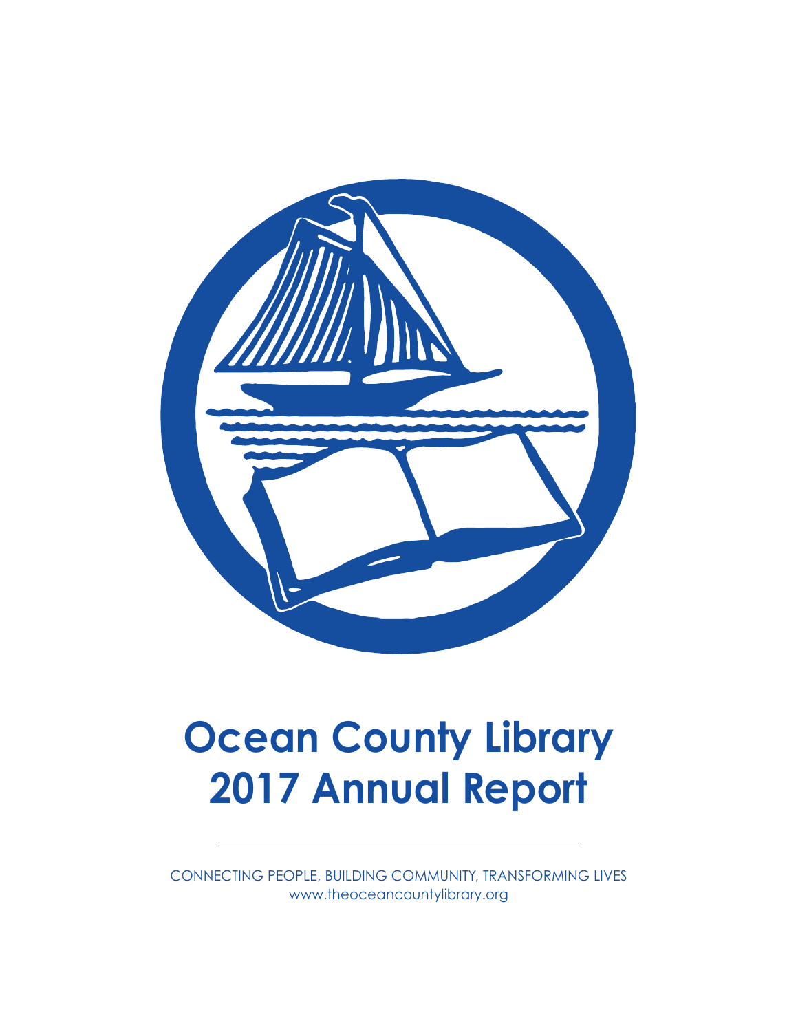# Ocean County Library
# 2017 Annual Report

---

CONNECTING PEOPLE, BUILDING COMMUNITY, TRANSFORMING LIVES
www.theoceancountylibrary.org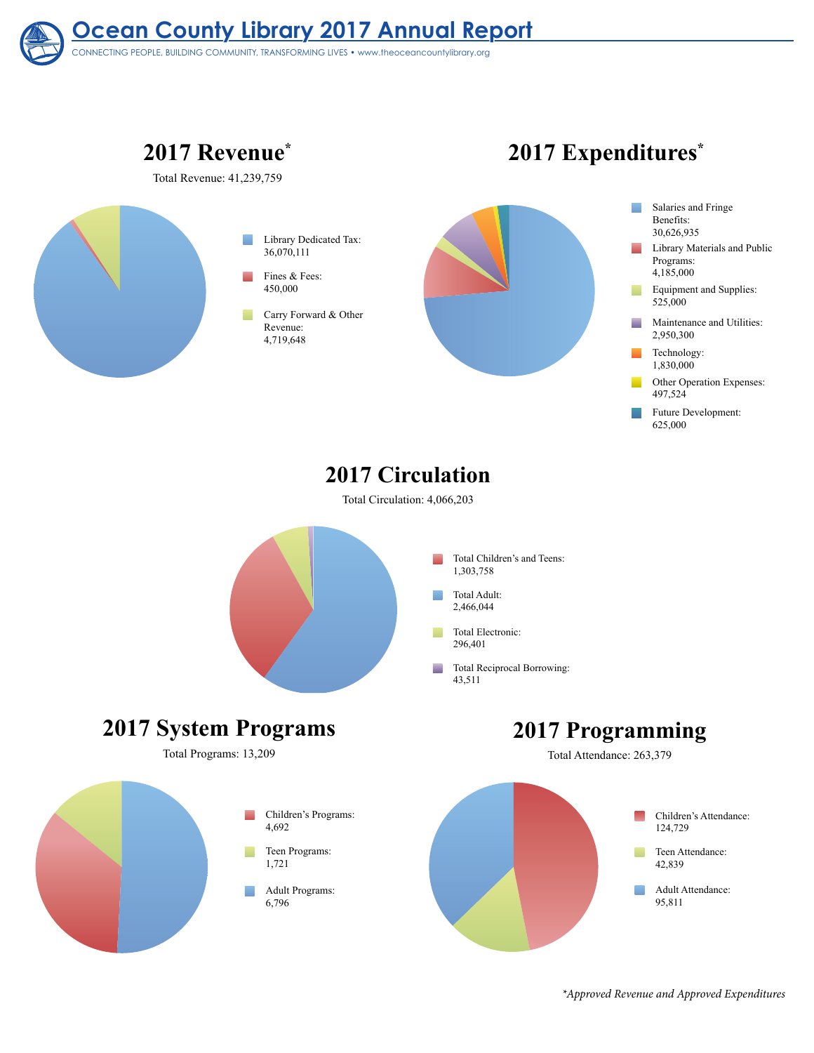# Ocean County Library 2017 Annual Report

CONNECTING PEOPLE, BUILDING COMMUNITY, TRANSFORMING LIVES • www.theoceancountylibrary.org

## 2017 Revenue*

Total Revenue: 41,239,759

- Library Dedicated Tax: 36,070,111
- Fines & Fees: 450,000
- Carry Forward & Other Revenue: 4,719,648

## 2017 Expenditures*

- Salaries and Fringe Benefits: 30,626,935
- Library Materials and Public Programs: 4,185,000
- Equipment and Supplies: 525,000
- Maintenance and Utilities: 2,950,300
- Technology: 1,830,000
- Other Operation Expenses: 497,524
- Future Development: 625,000

## 2017 Circulation

Total Circulation: 4,066,203

- Total Children's and Teens: 1,303,758
- Total Adult: 2,466,044
- Total Electronic: 296,401
- Total Reciprocal Borrowing: 43,511

## 2017 System Programs

Total Programs: 13,209

- Children's Programs: 4,692
- Teen Programs: 1,721
- Adult Programs: 6,796

## 2017 Programming

Total Attendance: 263,379

- Children's Attendance: 124,729
- Teen Attendance: 42,839
- Adult Attendance: 95,811

*\*Approved Revenue and Approved Expenditures*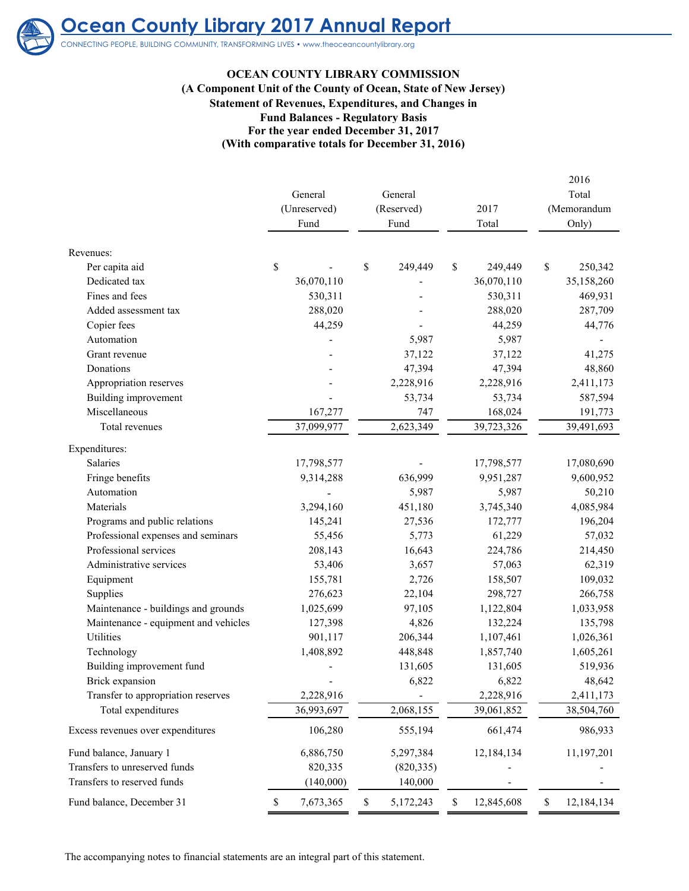# Ocean County Library 2017 Annual Report

CONNECTING PEOPLE, BUILDING COMMUNITY, TRANSFORMING LIVES • www.theoceancountylibrary.org

**OCEAN COUNTY LIBRARY COMMISSION**
**(A Component Unit of the County of Ocean, State of New Jersey)**
**Statement of Revenues, Expenditures, and Changes in**
**Fund Balances - Regulatory Basis**
**For the year ended December 31, 2017**
**(With comparative totals for December 31, 2016)**

| | General (Unreserved) Fund | General (Reserved) Fund | 2017 Total | 2016 Total (Memorandum Only) |
|---|---|---|---|---|
| Revenues: | | | | |
| Per capita aid | $ - | $ 249,449 | $ 249,449 | $ 250,342 |
| Dedicated tax | 36,070,110 | - | 36,070,110 | 35,158,260 |
| Fines and fees | 530,311 | - | 530,311 | 469,931 |
| Added assessment tax | 288,020 | - | 288,020 | 287,709 |
| Copier fees | 44,259 | - | 44,259 | 44,776 |
| Automation | - | 5,987 | 5,987 | - |
| Grant revenue | - | 37,122 | 37,122 | 41,275 |
| Donations | - | 47,394 | 47,394 | 48,860 |
| Appropriation reserves | - | 2,228,916 | 2,228,916 | 2,411,173 |
| Building improvement | - | 53,734 | 53,734 | 587,594 |
| Miscellaneous | 167,277 | 747 | 168,024 | 191,773 |
| Total revenues | 37,099,977 | 2,623,349 | 39,723,326 | 39,491,693 |
| Expenditures: | | | | |
| Salaries | 17,798,577 | - | 17,798,577 | 17,080,690 |
| Fringe benefits | 9,314,288 | 636,999 | 9,951,287 | 9,600,952 |
| Automation | - | 5,987 | 5,987 | 50,210 |
| Materials | 3,294,160 | 451,180 | 3,745,340 | 4,085,984 |
| Programs and public relations | 145,241 | 27,536 | 172,777 | 196,204 |
| Professional expenses and seminars | 55,456 | 5,773 | 61,229 | 57,032 |
| Professional services | 208,143 | 16,643 | 224,786 | 214,450 |
| Administrative services | 53,406 | 3,657 | 57,063 | 62,319 |
| Equipment | 155,781 | 2,726 | 158,507 | 109,032 |
| Supplies | 276,623 | 22,104 | 298,727 | 266,758 |
| Maintenance - buildings and grounds | 1,025,699 | 97,105 | 1,122,804 | 1,033,958 |
| Maintenance - equipment and vehicles | 127,398 | 4,826 | 132,224 | 135,798 |
| Utilities | 901,117 | 206,344 | 1,107,461 | 1,026,361 |
| Technology | 1,408,892 | 448,848 | 1,857,740 | 1,605,261 |
| Building improvement fund | - | 131,605 | 131,605 | 519,936 |
| Brick expansion | - | 6,822 | 6,822 | 48,642 |
| Transfer to appropriation reserves | 2,228,916 | - | 2,228,916 | 2,411,173 |
| Total expenditures | 36,993,697 | 2,068,155 | 39,061,852 | 38,504,760 |
| Excess revenues over expenditures | 106,280 | 555,194 | 661,474 | 986,933 |
| Fund balance, January 1 | 6,886,750 | 5,297,384 | 12,184,134 | 11,197,201 |
| Transfers to unreserved funds | 820,335 | (820,335) | - | - |
| Transfers to reserved funds | (140,000) | 140,000 | - | - |
| Fund balance, December 31 | $ 7,673,365 | $ 5,172,243 | $ 12,845,608 | $ 12,184,134 |

The accompanying notes to financial statements are an integral part of this statement.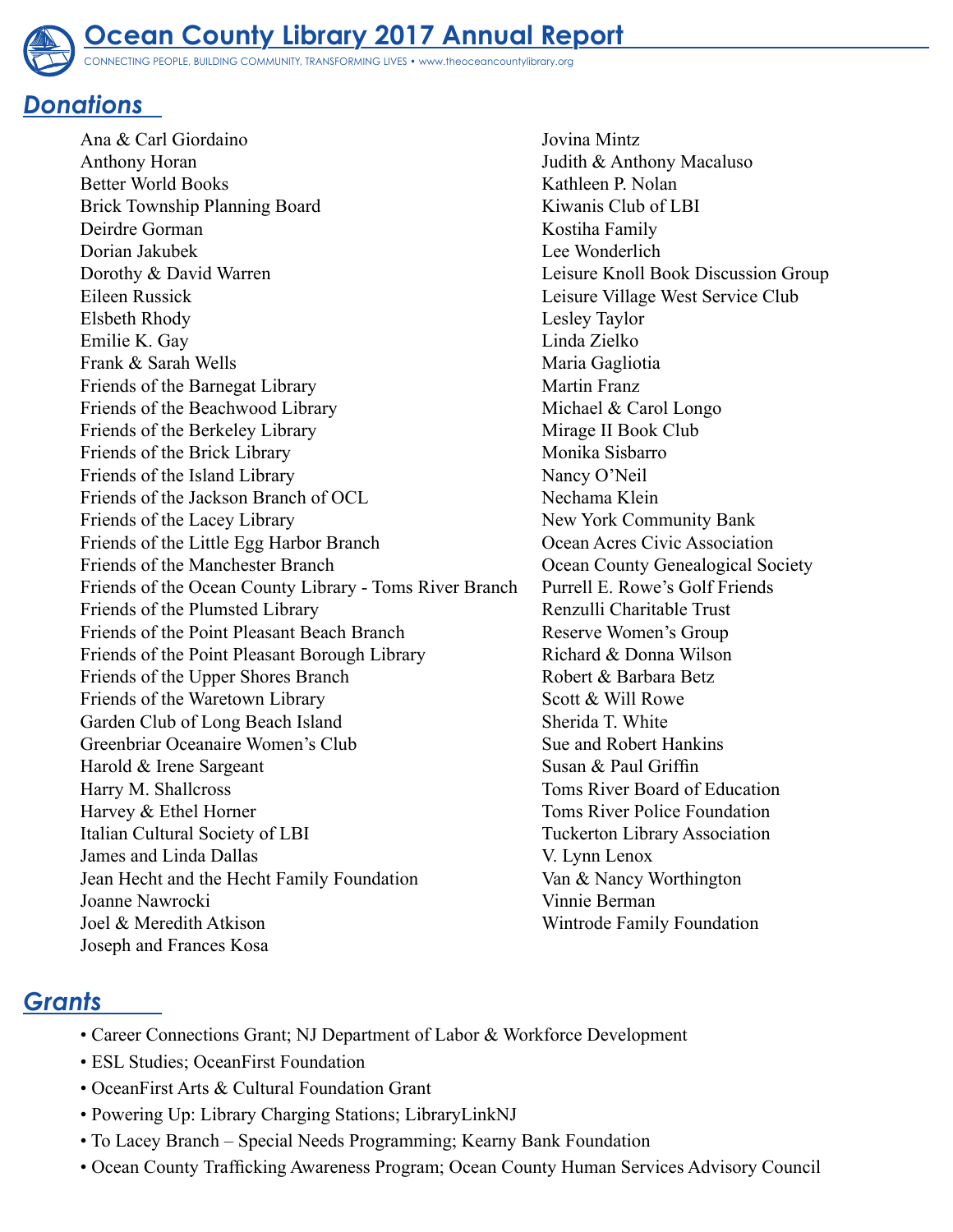# Ocean County Library 2017 Annual Report

CONNECTING PEOPLE, BUILDING COMMUNITY, TRANSFORMING LIVES • www.theoceancountylibrary.org

## Donations

Ana & Carl Giordaino
Anthony Horan
Better World Books
Brick Township Planning Board
Deirdre Gorman
Dorian Jakubek
Dorothy & David Warren
Eileen Russick
Elsbeth Rhody
Emilie K. Gay
Frank & Sarah Wells
Friends of the Barnegat Library
Friends of the Beachwood Library
Friends of the Berkeley Library
Friends of the Brick Library
Friends of the Island Library
Friends of the Jackson Branch of OCL
Friends of the Lacey Library
Friends of the Little Egg Harbor Branch
Friends of the Manchester Branch
Friends of the Ocean County Library - Toms River Branch
Friends of the Plumsted Library
Friends of the Point Pleasant Beach Branch
Friends of the Point Pleasant Borough Library
Friends of the Upper Shores Branch
Friends of the Waretown Library
Garden Club of Long Beach Island
Greenbriar Oceanaire Women's Club
Harold & Irene Sargeant
Harry M. Shallcross
Harvey & Ethel Horner
Italian Cultural Society of LBI
James and Linda Dallas
Jean Hecht and the Hecht Family Foundation
Joanne Nawrocki
Joel & Meredith Atkison
Joseph and Frances Kosa
Jovina Mintz
Judith & Anthony Macaluso
Kathleen P. Nolan
Kiwanis Club of LBI
Kostiha Family
Lee Wonderlich
Leisure Knoll Book Discussion Group
Leisure Village West Service Club
Lesley Taylor
Linda Zielko
Maria Gagliotia
Martin Franz
Michael & Carol Longo
Mirage II Book Club
Monika Sisbarro
Nancy O'Neil
Nechama Klein
New York Community Bank
Ocean Acres Civic Association
Ocean County Genealogical Society
Purrell E. Rowe's Golf Friends
Renzulli Charitable Trust
Reserve Women's Group
Richard & Donna Wilson
Robert & Barbara Betz
Scott & Will Rowe
Sherida T. White
Sue and Robert Hankins
Susan & Paul Griffin
Toms River Board of Education
Toms River Police Foundation
Tuckerton Library Association
V. Lynn Lenox
Van & Nancy Worthington
Vinnie Berman
Wintrode Family Foundation

## Grants

- Career Connections Grant; NJ Department of Labor & Workforce Development
- ESL Studies; OceanFirst Foundation
- OceanFirst Arts & Cultural Foundation Grant
- Powering Up: Library Charging Stations; LibraryLinkNJ
- To Lacey Branch – Special Needs Programming; Kearny Bank Foundation
- Ocean County Trafficking Awareness Program; Ocean County Human Services Advisory Council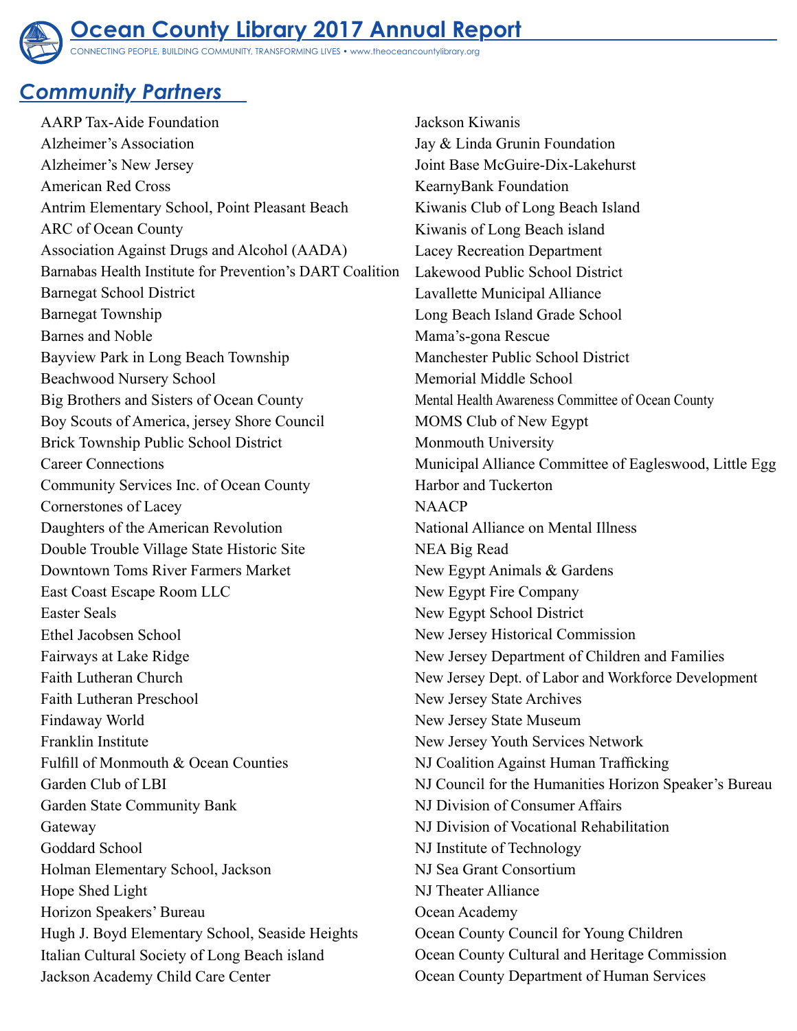# Ocean County Library 2017 Annual Report

CONNECTING PEOPLE, BUILDING COMMUNITY, TRANSFORMING LIVES • www.theoceancountylibrary.org

## *Community Partners*

AARP Tax-Aide Foundation
Alzheimer's Association
Alzheimer's New Jersey
American Red Cross
Antrim Elementary School, Point Pleasant Beach
ARC of Ocean County
Association Against Drugs and Alcohol (AADA)
Barnabas Health Institute for Prevention's DART Coalition
Barnegat School District
Barnegat Township
Barnes and Noble
Bayview Park in Long Beach Township
Beachwood Nursery School
Big Brothers and Sisters of Ocean County
Boy Scouts of America, jersey Shore Council
Brick Township Public School District
Career Connections
Community Services Inc. of Ocean County
Cornerstones of Lacey
Daughters of the American Revolution
Double Trouble Village State Historic Site
Downtown Toms River Farmers Market
East Coast Escape Room LLC
Easter Seals
Ethel Jacobsen School
Fairways at Lake Ridge
Faith Lutheran Church
Faith Lutheran Preschool
Findaway World
Franklin Institute
Fulfill of Monmouth & Ocean Counties
Garden Club of LBI
Garden State Community Bank
Gateway
Goddard School
Holman Elementary School, Jackson
Hope Shed Light
Horizon Speakers' Bureau
Hugh J. Boyd Elementary School, Seaside Heights
Italian Cultural Society of Long Beach island
Jackson Academy Child Care Center
Jackson Kiwanis
Jay & Linda Grunin Foundation
Joint Base McGuire-Dix-Lakehurst
KearnyBank Foundation
Kiwanis Club of Long Beach Island
Kiwanis of Long Beach island
Lacey Recreation Department
Lakewood Public School District
Lavallette Municipal Alliance
Long Beach Island Grade School
Mama's-gona Rescue
Manchester Public School District
Memorial Middle School
Mental Health Awareness Committee of Ocean County
MOMS Club of New Egypt
Monmouth University
Municipal Alliance Committee of Eagleswood, Little Egg Harbor and Tuckerton
NAACP
National Alliance on Mental Illness
NEA Big Read
New Egypt Animals & Gardens
New Egypt Fire Company
New Egypt School District
New Jersey Historical Commission
New Jersey Department of Children and Families
New Jersey Dept. of Labor and Workforce Development
New Jersey State Archives
New Jersey State Museum
New Jersey Youth Services Network
NJ Coalition Against Human Trafficking
NJ Council for the Humanities Horizon Speaker's Bureau
NJ Division of Consumer Affairs
NJ Division of Vocational Rehabilitation
NJ Institute of Technology
NJ Sea Grant Consortium
NJ Theater Alliance
Ocean Academy
Ocean County Council for Young Children
Ocean County Cultural and Heritage Commission
Ocean County Department of Human Services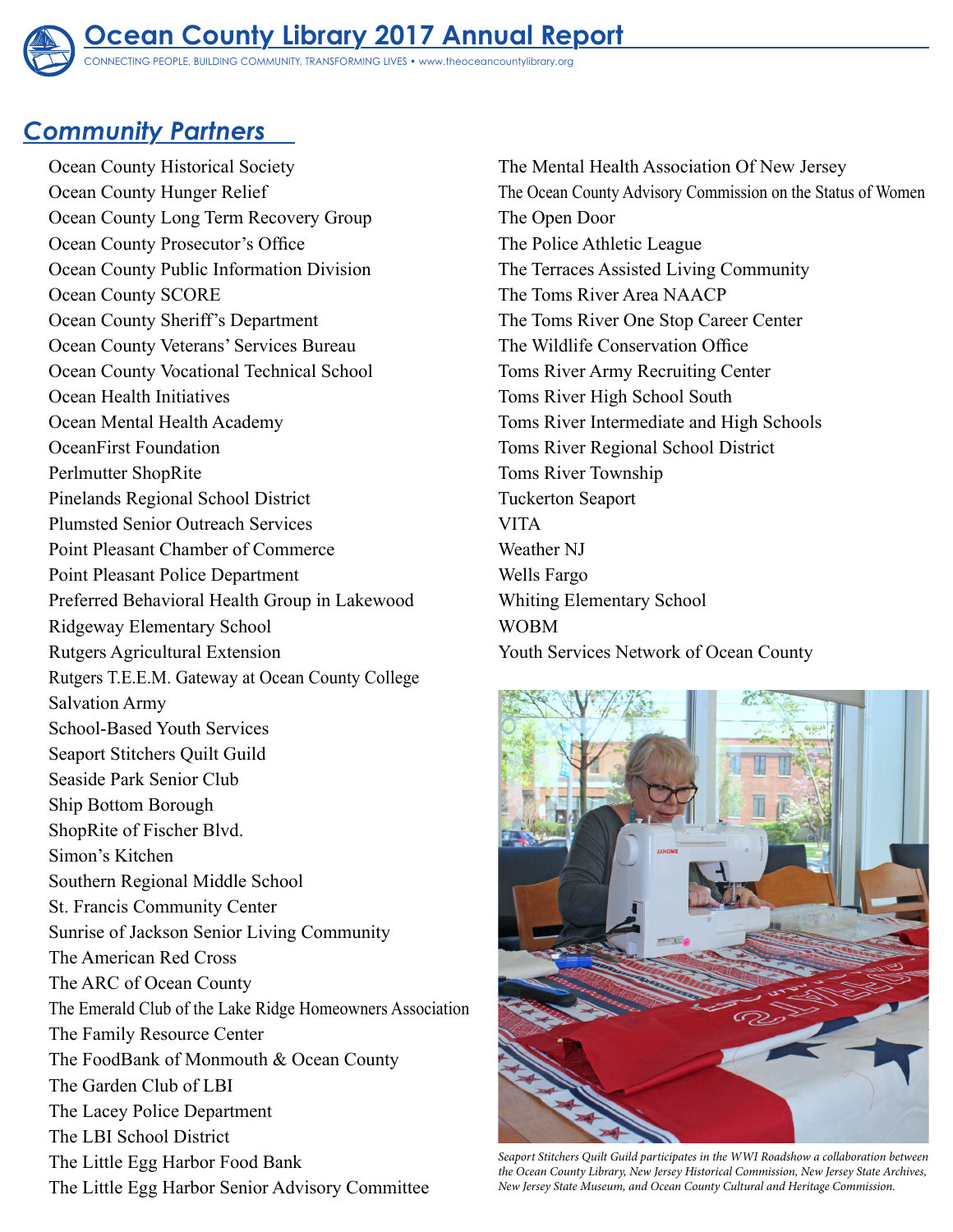# Ocean County Library 2017 Annual Report

CONNECTING PEOPLE, BUILDING COMMUNITY, TRANSFORMING LIVES • www.theoceancountylibrary.org

## *Community Partners*

- Ocean County Historical Society
- Ocean County Hunger Relief
- Ocean County Long Term Recovery Group
- Ocean County Prosecutor's Office
- Ocean County Public Information Division
- Ocean County SCORE
- Ocean County Sheriff's Department
- Ocean County Veterans' Services Bureau
- Ocean County Vocational Technical School
- Ocean Health Initiatives
- Ocean Mental Health Academy
- OceanFirst Foundation
- Perlmutter ShopRite
- Pinelands Regional School District
- Plumsted Senior Outreach Services
- Point Pleasant Chamber of Commerce
- Point Pleasant Police Department
- Preferred Behavioral Health Group in Lakewood
- Ridgeway Elementary School
- Rutgers Agricultural Extension
- Rutgers T.E.E.M. Gateway at Ocean County College
- Salvation Army
- School-Based Youth Services
- Seaport Stitchers Quilt Guild
- Seaside Park Senior Club
- Ship Bottom Borough
- ShopRite of Fischer Blvd.
- Simon's Kitchen
- Southern Regional Middle School
- St. Francis Community Center
- Sunrise of Jackson Senior Living Community
- The American Red Cross
- The ARC of Ocean County
- The Emerald Club of the Lake Ridge Homeowners Association
- The Family Resource Center
- The FoodBank of Monmouth & Ocean County
- The Garden Club of LBI
- The Lacey Police Department
- The LBI School District
- The Little Egg Harbor Food Bank
- The Little Egg Harbor Senior Advisory Committee
- The Mental Health Association Of New Jersey
- The Ocean County Advisory Commission on the Status of Women
- The Open Door
- The Police Athletic League
- The Terraces Assisted Living Community
- The Toms River Area NAACP
- The Toms River One Stop Career Center
- The Wildlife Conservation Office
- Toms River Army Recruiting Center
- Toms River High School South
- Toms River Intermediate and High Schools
- Toms River Regional School District
- Toms River Township
- Tuckerton Seaport
- VITA
- Weather NJ
- Wells Fargo
- Whiting Elementary School
- WOBM
- Youth Services Network of Ocean County

*Seaport Stitchers Quilt Guild participates in the WWI Roadshow a collaboration between the Ocean County Library, New Jersey Historical Commission, New Jersey State Archives, New Jersey State Museum, and Ocean County Cultural and Heritage Commission.*